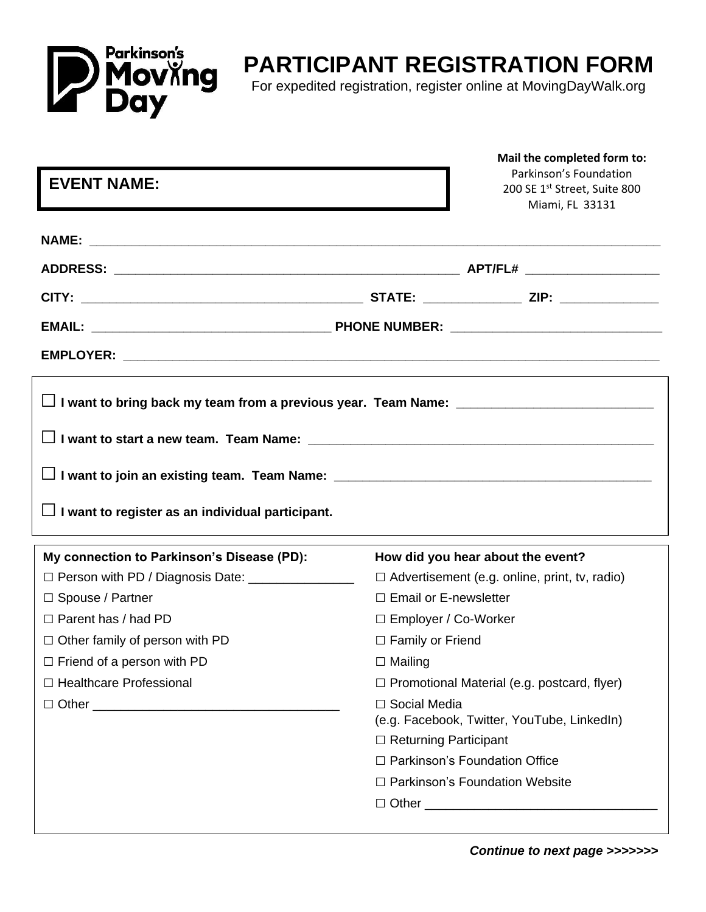Parkinson's Moving Day

# PARTICIPANT REGISTRATION FORM

For expedited registration, register online at MovingDayWalk.org

**EVENT NAME:**

**Mail the completed form to:**
Parkinson's Foundation
200 SE 1st Street, Suite 800
Miami, FL 33131

**NAME:** ______________________________________________________________________

**ADDRESS:** ____________________________________________ **APT/FL#** ________________

**CITY:** ___________________________________ **STATE:** ____________ **ZIP:** ____________

**EMAIL:** ______________________________ **PHONE NUMBER:** __________________________

**EMPLOYER:** ____________________________________________________________________

☐ **I want to bring back my team from a previous year. Team Name:** _________________________

☐ **I want to start a new team. Team Name:** _____________________________________________

☐ **I want to join an existing team. Team Name:** __________________________________________

☐ **I want to register as an individual participant.**

**My connection to Parkinson's Disease (PD):**

- ☐ Person with PD / Diagnosis Date: ______________
- ☐ Spouse / Partner
- ☐ Parent has / had PD
- ☐ Other family of person with PD
- ☐ Friend of a person with PD
- ☐ Healthcare Professional
- ☐ Other _________________________________

**How did you hear about the event?**

- ☐ Advertisement (e.g. online, print, tv, radio)
- ☐ Email or E-newsletter
- ☐ Employer / Co-Worker
- ☐ Family or Friend
- ☐ Mailing
- ☐ Promotional Material (e.g. postcard, flyer)
- ☐ Social Media (e.g. Facebook, Twitter, YouTube, LinkedIn)
- ☐ Returning Participant
- ☐ Parkinson's Foundation Office
- ☐ Parkinson's Foundation Website
- ☐ Other _______________________________

***Continue to next page >>>>>>>***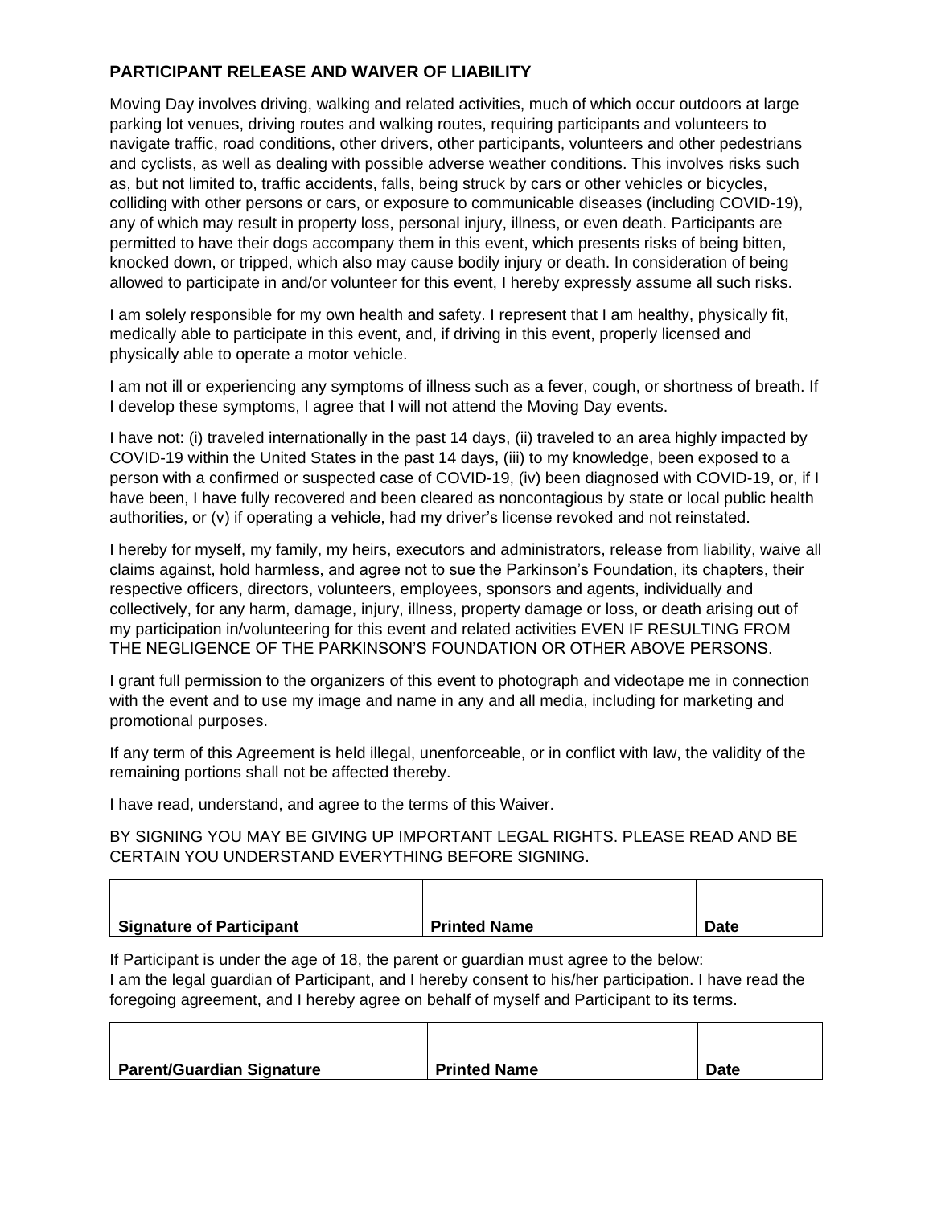## PARTICIPANT RELEASE AND WAIVER OF LIABILITY

Moving Day involves driving, walking and related activities, much of which occur outdoors at large parking lot venues, driving routes and walking routes, requiring participants and volunteers to navigate traffic, road conditions, other drivers, other participants, volunteers and other pedestrians and cyclists, as well as dealing with possible adverse weather conditions. This involves risks such as, but not limited to, traffic accidents, falls, being struck by cars or other vehicles or bicycles, colliding with other persons or cars, or exposure to communicable diseases (including COVID-19), any of which may result in property loss, personal injury, illness, or even death. Participants are permitted to have their dogs accompany them in this event, which presents risks of being bitten, knocked down, or tripped, which also may cause bodily injury or death. In consideration of being allowed to participate in and/or volunteer for this event, I hereby expressly assume all such risks.

I am solely responsible for my own health and safety. I represent that I am healthy, physically fit, medically able to participate in this event, and, if driving in this event, properly licensed and physically able to operate a motor vehicle.

I am not ill or experiencing any symptoms of illness such as a fever, cough, or shortness of breath. If I develop these symptoms, I agree that I will not attend the Moving Day events.

I have not: (i) traveled internationally in the past 14 days, (ii) traveled to an area highly impacted by COVID-19 within the United States in the past 14 days, (iii) to my knowledge, been exposed to a person with a confirmed or suspected case of COVID-19, (iv) been diagnosed with COVID-19, or, if I have been, I have fully recovered and been cleared as noncontagious by state or local public health authorities, or (v) if operating a vehicle, had my driver's license revoked and not reinstated.

I hereby for myself, my family, my heirs, executors and administrators, release from liability, waive all claims against, hold harmless, and agree not to sue the Parkinson's Foundation, its chapters, their respective officers, directors, volunteers, employees, sponsors and agents, individually and collectively, for any harm, damage, injury, illness, property damage or loss, or death arising out of my participation in/volunteering for this event and related activities EVEN IF RESULTING FROM THE NEGLIGENCE OF THE PARKINSON'S FOUNDATION OR OTHER ABOVE PERSONS.

I grant full permission to the organizers of this event to photograph and videotape me in connection with the event and to use my image and name in any and all media, including for marketing and promotional purposes.

If any term of this Agreement is held illegal, unenforceable, or in conflict with law, the validity of the remaining portions shall not be affected thereby.

I have read, understand, and agree to the terms of this Waiver.

BY SIGNING YOU MAY BE GIVING UP IMPORTANT LEGAL RIGHTS. PLEASE READ AND BE CERTAIN YOU UNDERSTAND EVERYTHING BEFORE SIGNING.

| | | |
|---|---|---|
| | | |
| **Signature of Participant** | **Printed Name** | **Date** |

If Participant is under the age of 18, the parent or guardian must agree to the below:
I am the legal guardian of Participant, and I hereby consent to his/her participation. I have read the foregoing agreement, and I hereby agree on behalf of myself and Participant to its terms.

| | | |
|---|---|---|
| | | |
| **Parent/Guardian Signature** | **Printed Name** | **Date** |